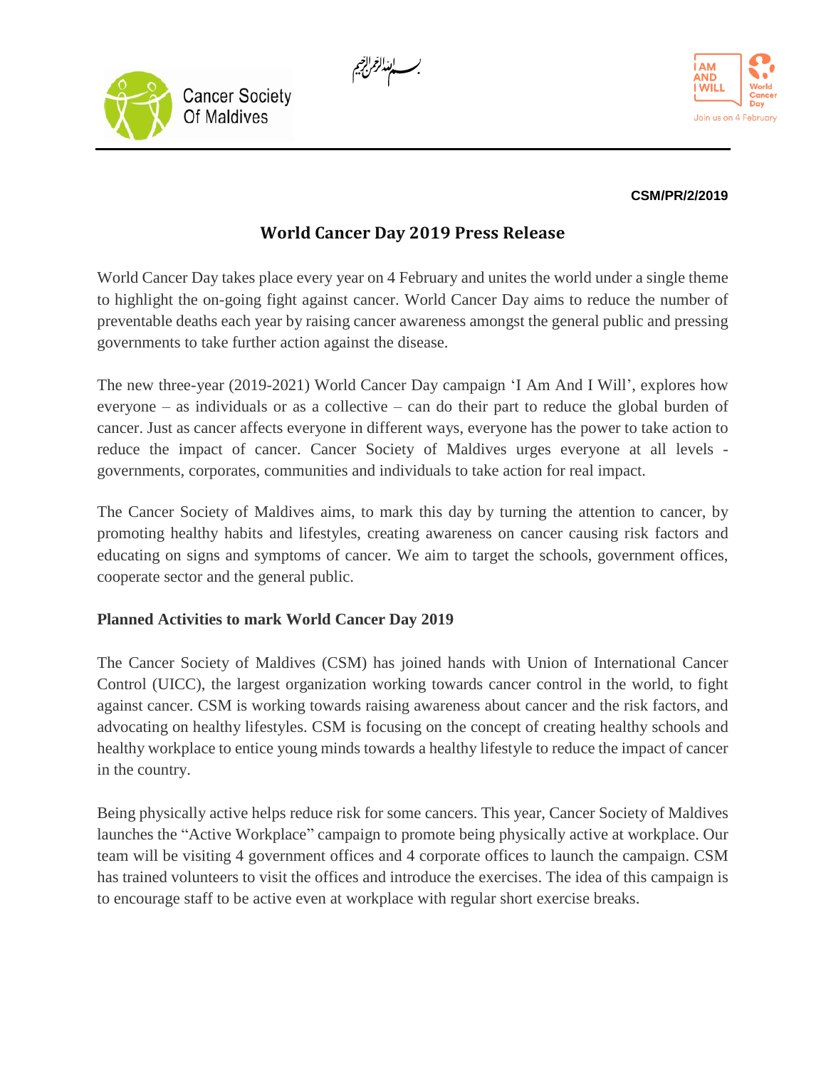بسم الله الرحمن الرحيم

Cancer Society Of Maldives

I AM AND I WILL World Cancer Day Join us on 4 February

**CSM/PR/2/2019**

# World Cancer Day 2019 Press Release

World Cancer Day takes place every year on 4 February and unites the world under a single theme to highlight the on-going fight against cancer. World Cancer Day aims to reduce the number of preventable deaths each year by raising cancer awareness amongst the general public and pressing governments to take further action against the disease.

The new three-year (2019-2021) World Cancer Day campaign 'I Am And I Will', explores how everyone – as individuals or as a collective – can do their part to reduce the global burden of cancer. Just as cancer affects everyone in different ways, everyone has the power to take action to reduce the impact of cancer. Cancer Society of Maldives urges everyone at all levels - governments, corporates, communities and individuals to take action for real impact.

The Cancer Society of Maldives aims, to mark this day by turning the attention to cancer, by promoting healthy habits and lifestyles, creating awareness on cancer causing risk factors and educating on signs and symptoms of cancer. We aim to target the schools, government offices, cooperate sector and the general public.

**Planned Activities to mark World Cancer Day 2019**

The Cancer Society of Maldives (CSM) has joined hands with Union of International Cancer Control (UICC), the largest organization working towards cancer control in the world, to fight against cancer. CSM is working towards raising awareness about cancer and the risk factors, and advocating on healthy lifestyles. CSM is focusing on the concept of creating healthy schools and healthy workplace to entice young minds towards a healthy lifestyle to reduce the impact of cancer in the country.

Being physically active helps reduce risk for some cancers. This year, Cancer Society of Maldives launches the "Active Workplace" campaign to promote being physically active at workplace. Our team will be visiting 4 government offices and 4 corporate offices to launch the campaign. CSM has trained volunteers to visit the offices and introduce the exercises. The idea of this campaign is to encourage staff to be active even at workplace with regular short exercise breaks.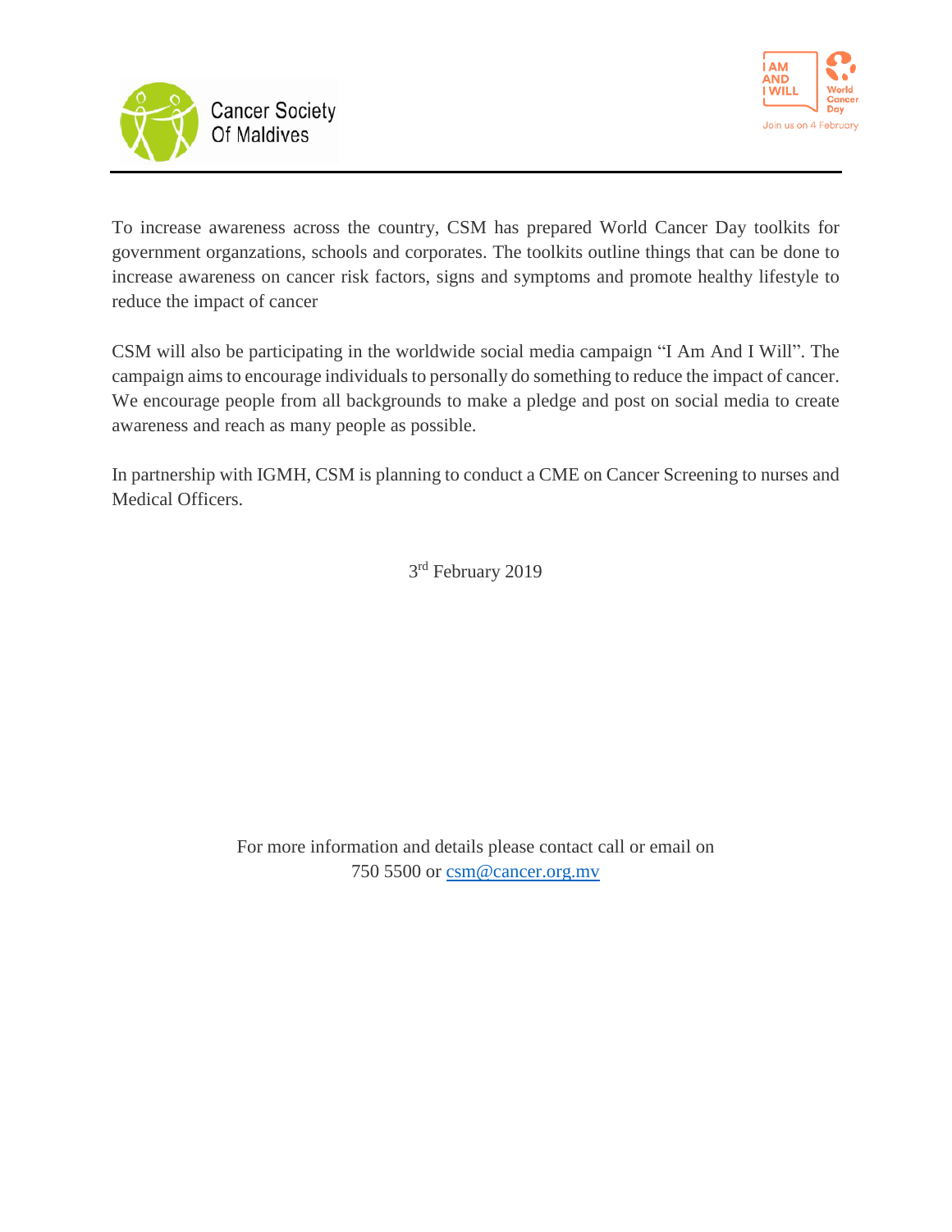To increase awareness across the country, CSM has prepared World Cancer Day toolkits for government organzations, schools and corporates. The toolkits outline things that can be done to increase awareness on cancer risk factors, signs and symptoms and promote healthy lifestyle to reduce the impact of cancer

CSM will also be participating in the worldwide social media campaign "I Am And I Will". The campaign aims to encourage individuals to personally do something to reduce the impact of cancer. We encourage people from all backgrounds to make a pledge and post on social media to create awareness and reach as many people as possible.

In partnership with IGMH, CSM is planning to conduct a CME on Cancer Screening to nurses and Medical Officers.

3rd February 2019

For more information and details please contact call or email on
750 5500 or csm@cancer.org.mv